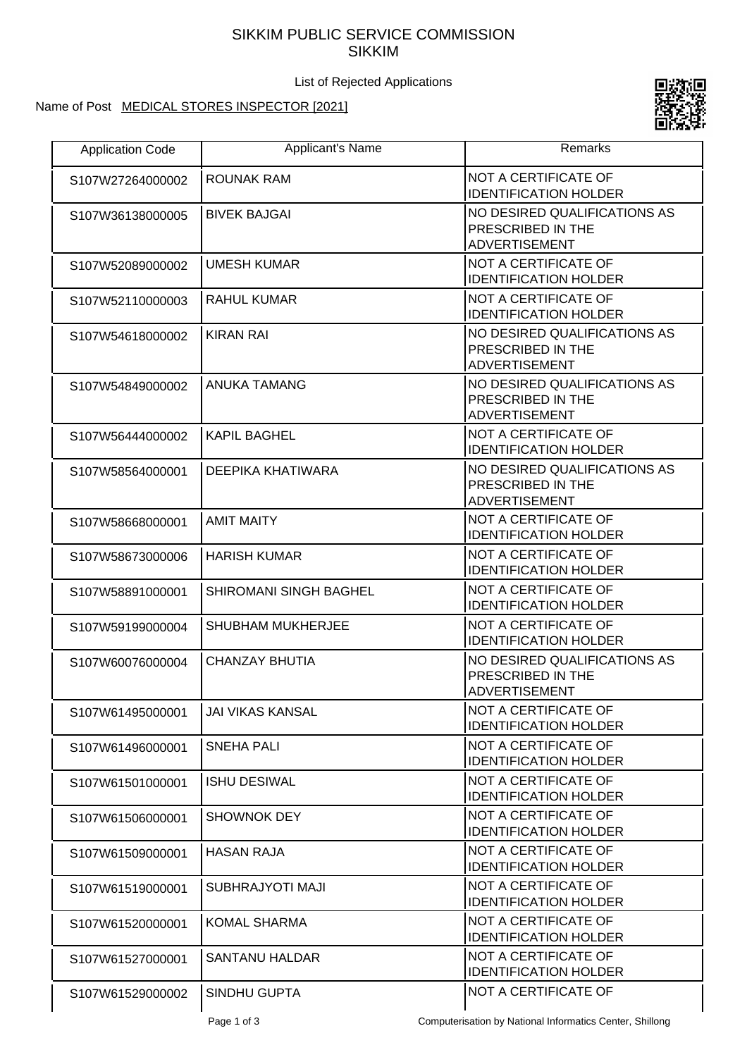# SIKKIM PUBLIC SERVICE COMMISSION
# SIKKIM

List of Rejected Applications

Name of Post MEDICAL STORES INSPECTOR [2021]

| Application Code | Applicant's Name | Remarks |
|---|---|---|
| S107W27264000002 | ROUNAK RAM | NOT A CERTIFICATE OF IDENTIFICATION HOLDER |
| S107W36138000005 | BIVEK BAJGAI | NO DESIRED QUALIFICATIONS AS PRESCRIBED IN THE ADVERTISEMENT |
| S107W52089000002 | UMESH KUMAR | NOT A CERTIFICATE OF IDENTIFICATION HOLDER |
| S107W52110000003 | RAHUL KUMAR | NOT A CERTIFICATE OF IDENTIFICATION HOLDER |
| S107W54618000002 | KIRAN RAI | NO DESIRED QUALIFICATIONS AS PRESCRIBED IN THE ADVERTISEMENT |
| S107W54849000002 | ANUKA TAMANG | NO DESIRED QUALIFICATIONS AS PRESCRIBED IN THE ADVERTISEMENT |
| S107W56444000002 | KAPIL BAGHEL | NOT A CERTIFICATE OF IDENTIFICATION HOLDER |
| S107W58564000001 | DEEPIKA KHATIWARA | NO DESIRED QUALIFICATIONS AS PRESCRIBED IN THE ADVERTISEMENT |
| S107W58668000001 | AMIT MAITY | NOT A CERTIFICATE OF IDENTIFICATION HOLDER |
| S107W58673000006 | HARISH KUMAR | NOT A CERTIFICATE OF IDENTIFICATION HOLDER |
| S107W58891000001 | SHIROMANI SINGH BAGHEL | NOT A CERTIFICATE OF IDENTIFICATION HOLDER |
| S107W59199000004 | SHUBHAM MUKHERJEE | NOT A CERTIFICATE OF IDENTIFICATION HOLDER |
| S107W60076000004 | CHANZAY BHUTIA | NO DESIRED QUALIFICATIONS AS PRESCRIBED IN THE ADVERTISEMENT |
| S107W61495000001 | JAI VIKAS KANSAL | NOT A CERTIFICATE OF IDENTIFICATION HOLDER |
| S107W61496000001 | SNEHA PALI | NOT A CERTIFICATE OF IDENTIFICATION HOLDER |
| S107W61501000001 | ISHU DESIWAL | NOT A CERTIFICATE OF IDENTIFICATION HOLDER |
| S107W61506000001 | SHOWNOK DEY | NOT A CERTIFICATE OF IDENTIFICATION HOLDER |
| S107W61509000001 | HASAN RAJA | NOT A CERTIFICATE OF IDENTIFICATION HOLDER |
| S107W61519000001 | SUBHRAJYOTI MAJI | NOT A CERTIFICATE OF IDENTIFICATION HOLDER |
| S107W61520000001 | KOMAL SHARMA | NOT A CERTIFICATE OF IDENTIFICATION HOLDER |
| S107W61527000001 | SANTANU HALDAR | NOT A CERTIFICATE OF IDENTIFICATION HOLDER |
| S107W61529000002 | SINDHU GUPTA | NOT A CERTIFICATE OF |

Computerisation by National Informatics Center, Shillong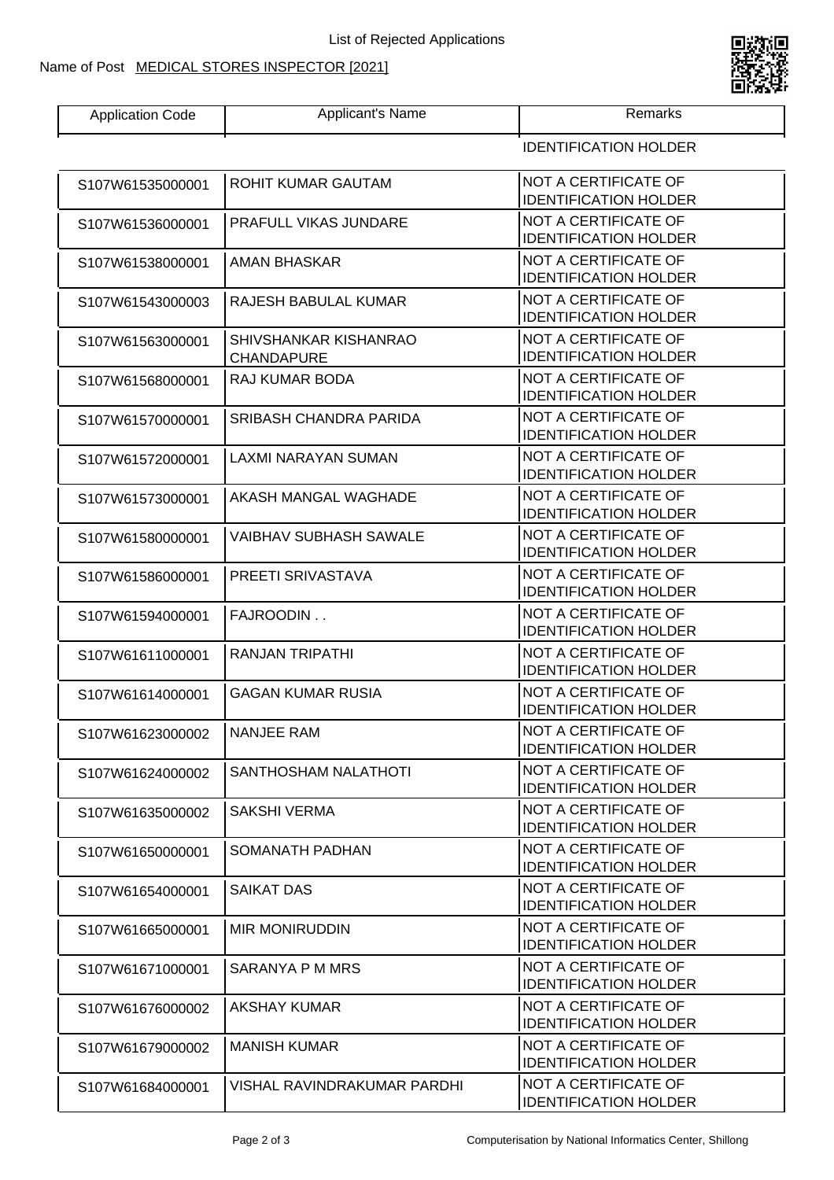List of Rejected Applications

Name of Post MEDICAL STORES INSPECTOR [2021]

| Application Code | Applicant's Name | Remarks |
|---|---|---|
| | | IDENTIFICATION HOLDER |
| S107W61535000001 | ROHIT KUMAR GAUTAM | NOT A CERTIFICATE OF IDENTIFICATION HOLDER |
| S107W61536000001 | PRAFULL VIKAS JUNDARE | NOT A CERTIFICATE OF IDENTIFICATION HOLDER |
| S107W61538000001 | AMAN BHASKAR | NOT A CERTIFICATE OF IDENTIFICATION HOLDER |
| S107W61543000003 | RAJESH BABULAL KUMAR | NOT A CERTIFICATE OF IDENTIFICATION HOLDER |
| S107W61563000001 | SHIVSHANKAR KISHANRAO CHANDAPURE | NOT A CERTIFICATE OF IDENTIFICATION HOLDER |
| S107W61568000001 | RAJ KUMAR BODA | NOT A CERTIFICATE OF IDENTIFICATION HOLDER |
| S107W61570000001 | SRIBASH CHANDRA PARIDA | NOT A CERTIFICATE OF IDENTIFICATION HOLDER |
| S107W61572000001 | LAXMI NARAYAN SUMAN | NOT A CERTIFICATE OF IDENTIFICATION HOLDER |
| S107W61573000001 | AKASH MANGAL WAGHADE | NOT A CERTIFICATE OF IDENTIFICATION HOLDER |
| S107W61580000001 | VAIBHAV SUBHASH SAWALE | NOT A CERTIFICATE OF IDENTIFICATION HOLDER |
| S107W61586000001 | PREETI SRIVASTAVA | NOT A CERTIFICATE OF IDENTIFICATION HOLDER |
| S107W61594000001 | FAJROODIN . . | NOT A CERTIFICATE OF IDENTIFICATION HOLDER |
| S107W61611000001 | RANJAN TRIPATHI | NOT A CERTIFICATE OF IDENTIFICATION HOLDER |
| S107W61614000001 | GAGAN KUMAR RUSIA | NOT A CERTIFICATE OF IDENTIFICATION HOLDER |
| S107W61623000002 | NANJEE RAM | NOT A CERTIFICATE OF IDENTIFICATION HOLDER |
| S107W61624000002 | SANTHOSHAM NALATHOTI | NOT A CERTIFICATE OF IDENTIFICATION HOLDER |
| S107W61635000002 | SAKSHI VERMA | NOT A CERTIFICATE OF IDENTIFICATION HOLDER |
| S107W61650000001 | SOMANATH PADHAN | NOT A CERTIFICATE OF IDENTIFICATION HOLDER |
| S107W61654000001 | SAIKAT DAS | NOT A CERTIFICATE OF IDENTIFICATION HOLDER |
| S107W61665000001 | MIR MONIRUDDIN | NOT A CERTIFICATE OF IDENTIFICATION HOLDER |
| S107W61671000001 | SARANYA P M MRS | NOT A CERTIFICATE OF IDENTIFICATION HOLDER |
| S107W61676000002 | AKSHAY KUMAR | NOT A CERTIFICATE OF IDENTIFICATION HOLDER |
| S107W61679000002 | MANISH KUMAR | NOT A CERTIFICATE OF IDENTIFICATION HOLDER |
| S107W61684000001 | VISHAL RAVINDRAKUMAR PARDHI | NOT A CERTIFICATE OF IDENTIFICATION HOLDER |

Computerisation by National Informatics Center, Shillong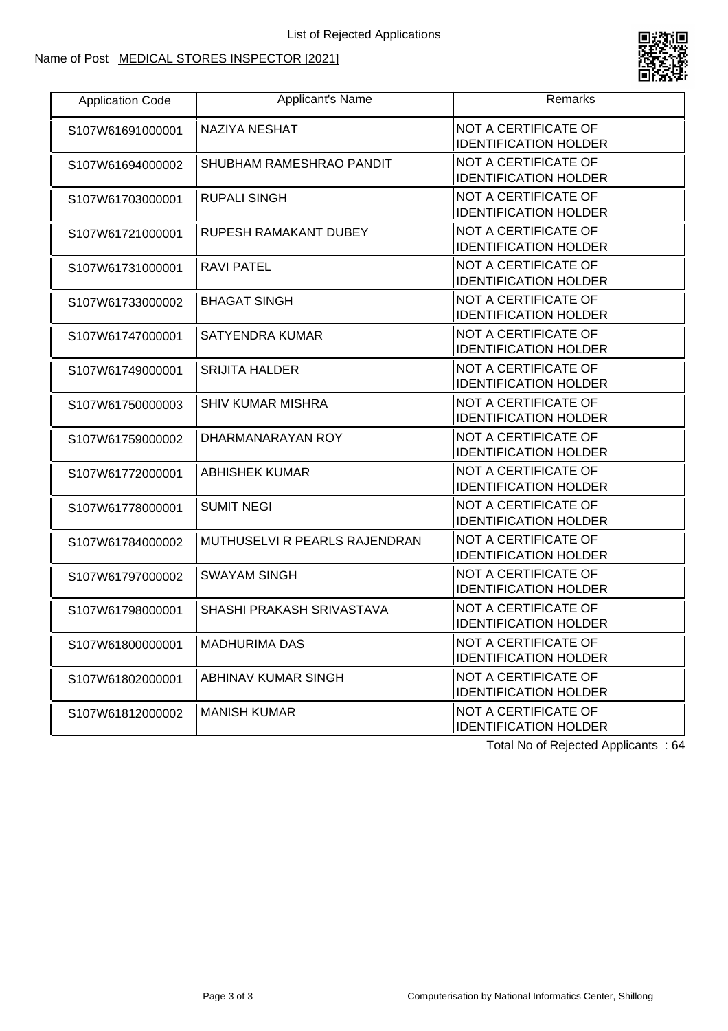List of Rejected Applications

Name of Post MEDICAL STORES INSPECTOR [2021]

| Application Code | Applicant's Name | Remarks |
| --- | --- | --- |
| S107W61691000001 | NAZIYA NESHAT | NOT A CERTIFICATE OF IDENTIFICATION HOLDER |
| S107W61694000002 | SHUBHAM RAMESHRAO PANDIT | NOT A CERTIFICATE OF IDENTIFICATION HOLDER |
| S107W61703000001 | RUPALI SINGH | NOT A CERTIFICATE OF IDENTIFICATION HOLDER |
| S107W61721000001 | RUPESH RAMAKANT DUBEY | NOT A CERTIFICATE OF IDENTIFICATION HOLDER |
| S107W61731000001 | RAVI PATEL | NOT A CERTIFICATE OF IDENTIFICATION HOLDER |
| S107W61733000002 | BHAGAT SINGH | NOT A CERTIFICATE OF IDENTIFICATION HOLDER |
| S107W61747000001 | SATYENDRA KUMAR | NOT A CERTIFICATE OF IDENTIFICATION HOLDER |
| S107W61749000001 | SRIJITA HALDER | NOT A CERTIFICATE OF IDENTIFICATION HOLDER |
| S107W61750000003 | SHIV KUMAR MISHRA | NOT A CERTIFICATE OF IDENTIFICATION HOLDER |
| S107W61759000002 | DHARMANARAYAN ROY | NOT A CERTIFICATE OF IDENTIFICATION HOLDER |
| S107W61772000001 | ABHISHEK KUMAR | NOT A CERTIFICATE OF IDENTIFICATION HOLDER |
| S107W61778000001 | SUMIT NEGI | NOT A CERTIFICATE OF IDENTIFICATION HOLDER |
| S107W61784000002 | MUTHUSELVI R PEARLS RAJENDRAN | NOT A CERTIFICATE OF IDENTIFICATION HOLDER |
| S107W61797000002 | SWAYAM SINGH | NOT A CERTIFICATE OF IDENTIFICATION HOLDER |
| S107W61798000001 | SHASHI PRAKASH SRIVASTAVA | NOT A CERTIFICATE OF IDENTIFICATION HOLDER |
| S107W61800000001 | MADHURIMA DAS | NOT A CERTIFICATE OF IDENTIFICATION HOLDER |
| S107W61802000001 | ABHINAV KUMAR SINGH | NOT A CERTIFICATE OF IDENTIFICATION HOLDER |
| S107W61812000002 | MANISH KUMAR | NOT A CERTIFICATE OF IDENTIFICATION HOLDER |

Total No of Rejected Applicants : 64

Computerisation by National Informatics Center, Shillong